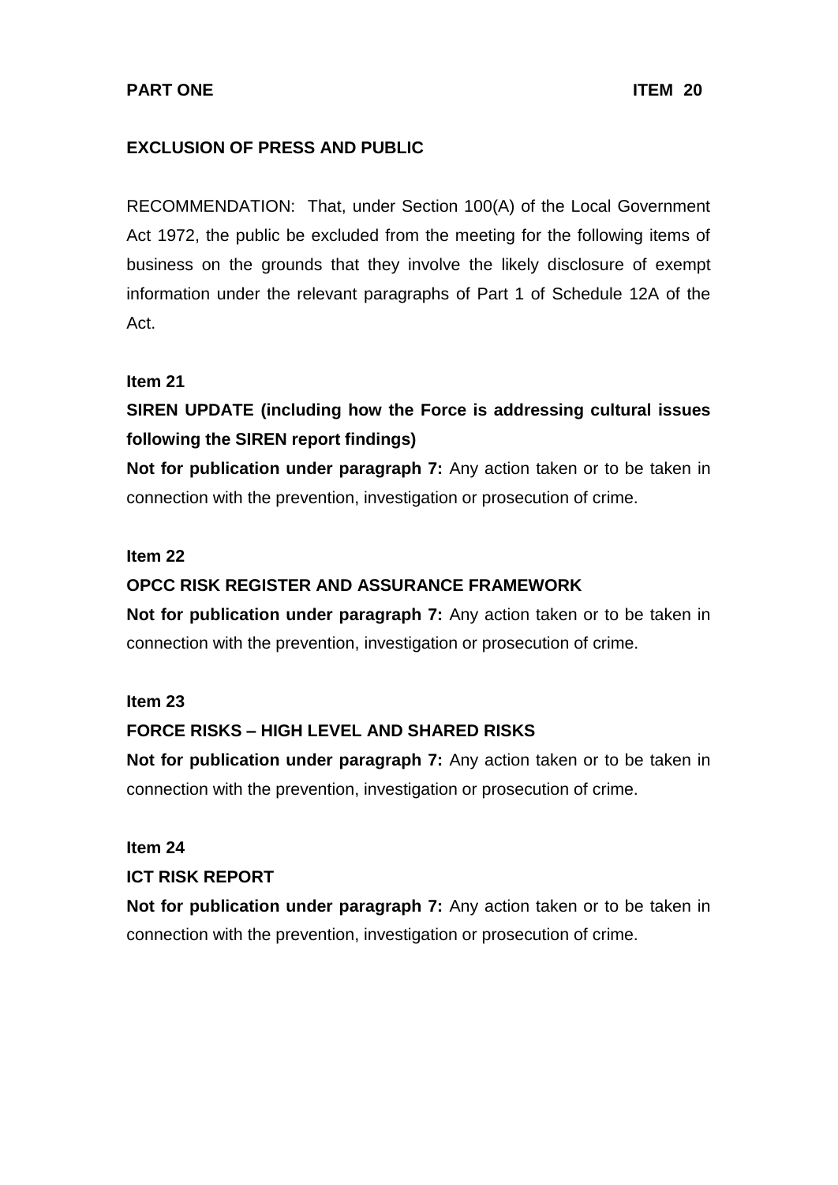**PART ONE** **ITEM 20**

## EXCLUSION OF PRESS AND PUBLIC

RECOMMENDATION: That, under Section 100(A) of the Local Government Act 1972, the public be excluded from the meeting for the following items of business on the grounds that they involve the likely disclosure of exempt information under the relevant paragraphs of Part 1 of Schedule 12A of the Act.

**Item 21**

**SIREN UPDATE (including how the Force is addressing cultural issues following the SIREN report findings)**

**Not for publication under paragraph 7:** Any action taken or to be taken in connection with the prevention, investigation or prosecution of crime.

**Item 22**

**OPCC RISK REGISTER AND ASSURANCE FRAMEWORK**

**Not for publication under paragraph 7:** Any action taken or to be taken in connection with the prevention, investigation or prosecution of crime.

**Item 23**

**FORCE RISKS – HIGH LEVEL AND SHARED RISKS**

**Not for publication under paragraph 7:** Any action taken or to be taken in connection with the prevention, investigation or prosecution of crime.

**Item 24**

**ICT RISK REPORT**

**Not for publication under paragraph 7:** Any action taken or to be taken in connection with the prevention, investigation or prosecution of crime.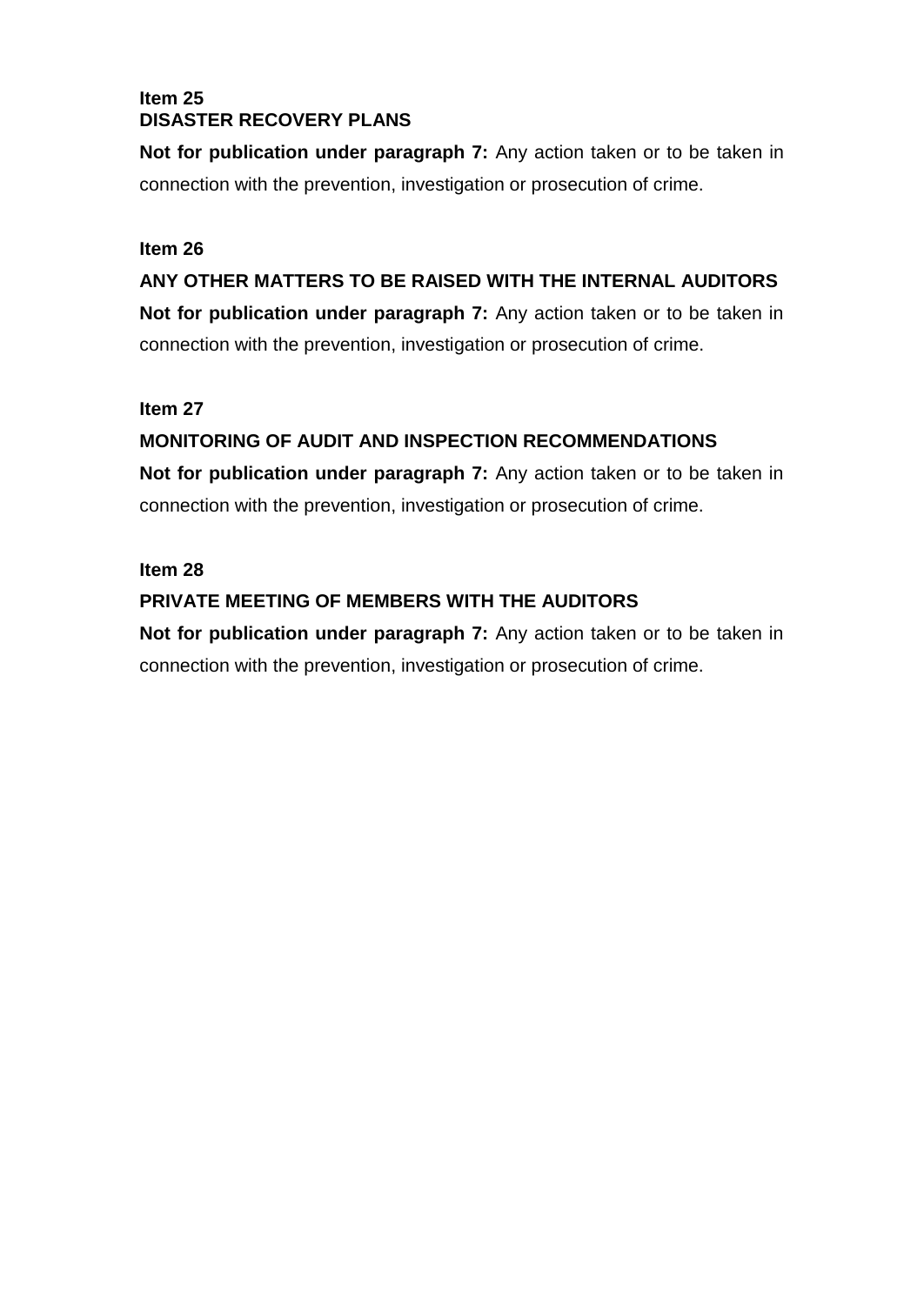**Item 25**
**DISASTER RECOVERY PLANS**

**Not for publication under paragraph 7:** Any action taken or to be taken in connection with the prevention, investigation or prosecution of crime.

**Item 26**

**ANY OTHER MATTERS TO BE RAISED WITH THE INTERNAL AUDITORS**

**Not for publication under paragraph 7:** Any action taken or to be taken in connection with the prevention, investigation or prosecution of crime.

**Item 27**

**MONITORING OF AUDIT AND INSPECTION RECOMMENDATIONS**

**Not for publication under paragraph 7:** Any action taken or to be taken in connection with the prevention, investigation or prosecution of crime.

**Item 28**

**PRIVATE MEETING OF MEMBERS WITH THE AUDITORS**

**Not for publication under paragraph 7:** Any action taken or to be taken in connection with the prevention, investigation or prosecution of crime.